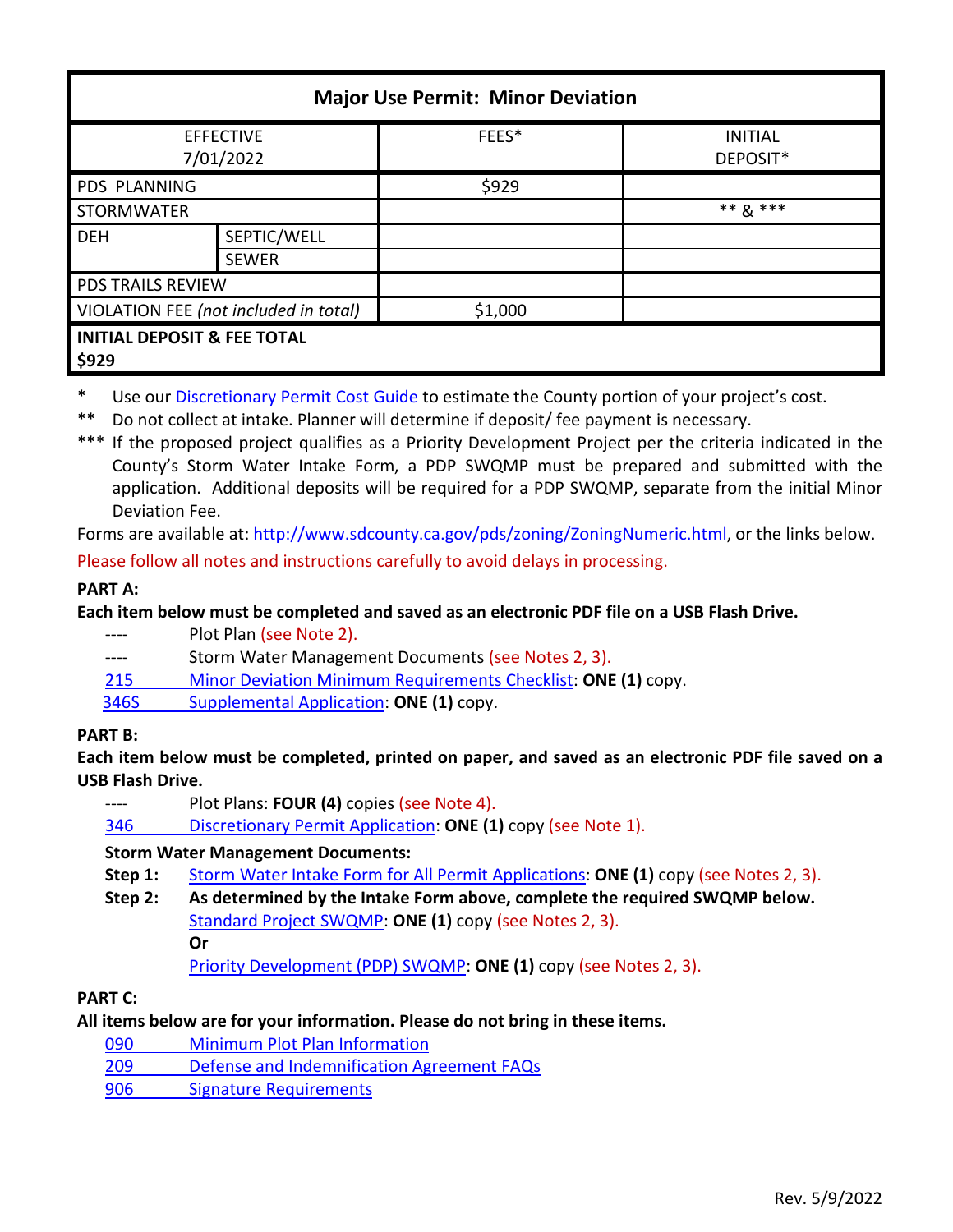| Major Use Permit: Minor Deviation | | | |
|---|---|---|---|
| EFFECTIVE 7/01/2022 | | FEES* | INITIAL DEPOSIT* |
| PDS PLANNING | | $929 | |
| STORMWATER | | | ** & *** |
| DEH | SEPTIC/WELL | | |
| | SEWER | | |
| PDS TRAILS REVIEW | | | |
| VIOLATION FEE *(not included in total)* | | $1,000 | |
| **INITIAL DEPOSIT & FEE TOTAL $929** | | | |

\* Use our Discretionary Permit Cost Guide to estimate the County portion of your project's cost.

** Do not collect at intake. Planner will determine if deposit/ fee payment is necessary.

*** If the proposed project qualifies as a Priority Development Project per the criteria indicated in the County's Storm Water Intake Form, a PDP SWQMP must be prepared and submitted with the application. Additional deposits will be required for a PDP SWQMP, separate from the initial Minor Deviation Fee.

Forms are available at: http://www.sdcounty.ca.gov/pds/zoning/ZoningNumeric.html, or the links below.

Please follow all notes and instructions carefully to avoid delays in processing.

**PART A:**

**Each item below must be completed and saved as an electronic PDF file on a USB Flash Drive.**

- ---- Plot Plan (see Note 2).
- ---- Storm Water Management Documents (see Notes 2, 3).
- 215 Minor Deviation Minimum Requirements Checklist: **ONE (1)** copy.
- 346S Supplemental Application: **ONE (1)** copy.

**PART B:**

**Each item below must be completed, printed on paper, and saved as an electronic PDF file saved on a USB Flash Drive.**

- ---- Plot Plans: **FOUR (4)** copies (see Note 4).
- 346 Discretionary Permit Application: **ONE (1)** copy (see Note 1).

**Storm Water Management Documents:**

**Step 1:** Storm Water Intake Form for All Permit Applications: **ONE (1)** copy (see Notes 2, 3).

**Step 2:** **As determined by the Intake Form above, complete the required SWQMP below.**
Standard Project SWQMP: **ONE (1)** copy (see Notes 2, 3).
**Or**
Priority Development (PDP) SWQMP: **ONE (1)** copy (see Notes 2, 3).

**PART C:**

**All items below are for your information. Please do not bring in these items.**

- 090 Minimum Plot Plan Information
- 209 Defense and Indemnification Agreement FAQs
- 906 Signature Requirements

Rev. 5/9/2022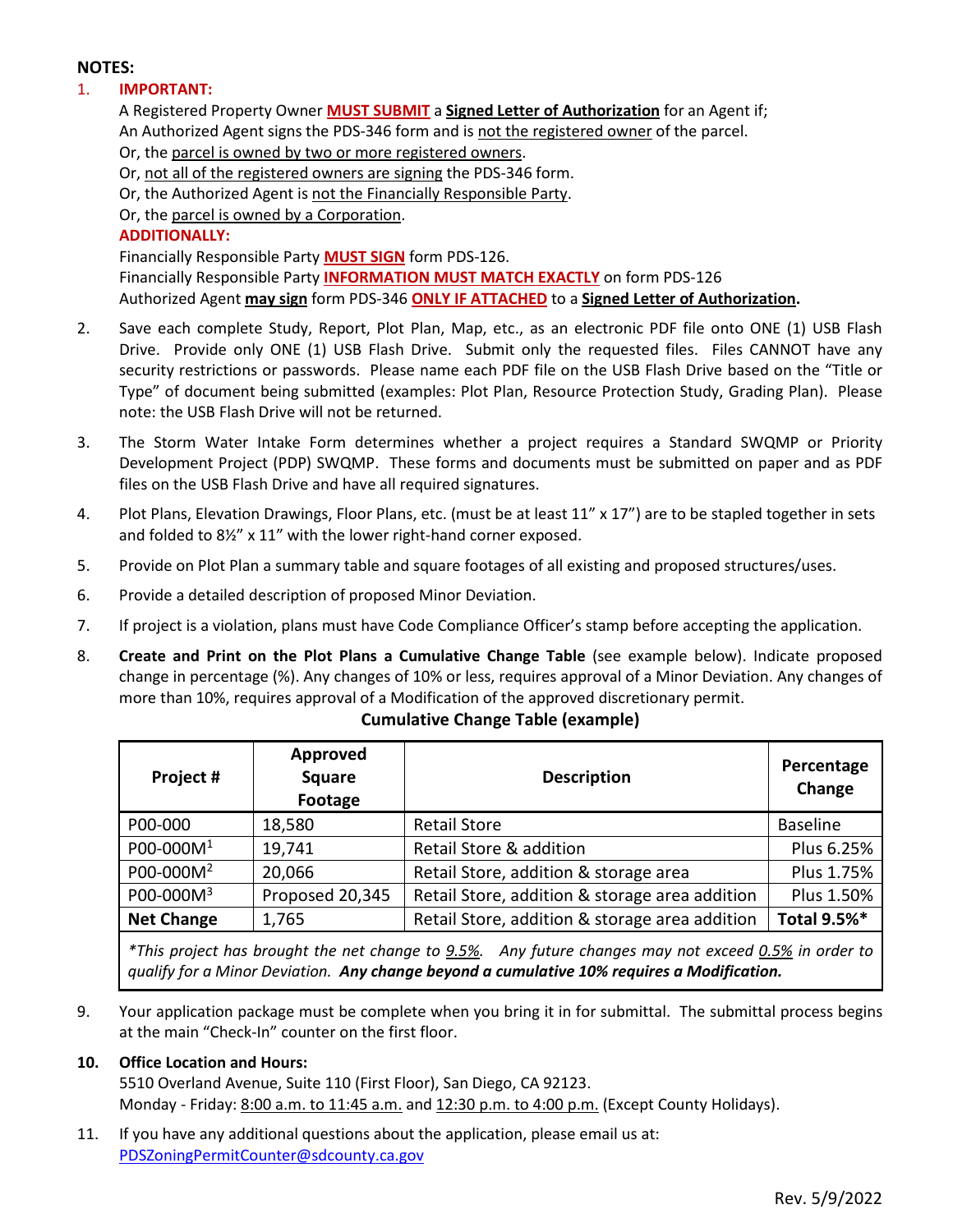## NOTES:

1. **IMPORTANT:**

   A Registered Property Owner **MUST SUBMIT** a **Signed Letter of Authorization** for an Agent if;
   An Authorized Agent signs the PDS-346 form and is not the registered owner of the parcel.
   Or, the parcel is owned by two or more registered owners.
   Or, not all of the registered owners are signing the PDS-346 form.
   Or, the Authorized Agent is not the Financially Responsible Party.
   Or, the parcel is owned by a Corporation.

   **ADDITIONALLY:**

   Financially Responsible Party **MUST SIGN** form PDS-126.
   Financially Responsible Party **INFORMATION MUST MATCH EXACTLY** on form PDS-126
   Authorized Agent **may sign** form PDS-346 **ONLY IF ATTACHED** to a **Signed Letter of Authorization.**

2. Save each complete Study, Report, Plot Plan, Map, etc., as an electronic PDF file onto ONE (1) USB Flash Drive. Provide only ONE (1) USB Flash Drive. Submit only the requested files. Files CANNOT have any security restrictions or passwords. Please name each PDF file on the USB Flash Drive based on the "Title or Type" of document being submitted (examples: Plot Plan, Resource Protection Study, Grading Plan). Please note: the USB Flash Drive will not be returned.

3. The Storm Water Intake Form determines whether a project requires a Standard SWQMP or Priority Development Project (PDP) SWQMP. These forms and documents must be submitted on paper and as PDF files on the USB Flash Drive and have all required signatures.

4. Plot Plans, Elevation Drawings, Floor Plans, etc. (must be at least 11" x 17") are to be stapled together in sets and folded to 8½" x 11" with the lower right-hand corner exposed.

5. Provide on Plot Plan a summary table and square footages of all existing and proposed structures/uses.

6. Provide a detailed description of proposed Minor Deviation.

7. If project is a violation, plans must have Code Compliance Officer's stamp before accepting the application.

8. **Create and Print on the Plot Plans a Cumulative Change Table** (see example below). Indicate proposed change in percentage (%). Any changes of 10% or less, requires approval of a Minor Deviation. Any changes of more than 10%, requires approval of a Modification of the approved discretionary permit.

**Cumulative Change Table (example)**

| Project # | Approved Square Footage | Description | Percentage Change |
|---|---|---|---|
| P00-000 | 18,580 | Retail Store | Baseline |
| P00-000M[1] | 19,741 | Retail Store & addition | Plus 6.25% |
| P00-000M[2] | 20,066 | Retail Store, addition & storage area | Plus 1.75% |
| P00-000M[3] | Proposed 20,345 | Retail Store, addition & storage area addition | Plus 1.50% |
| **Net Change** | 1,765 | Retail Store, addition & storage area addition | **Total 9.5%*** |

**This project has brought the net change to 9.5%. Any future changes may not exceed 0.5% in order to qualify for a Minor Deviation.* ***Any change beyond a cumulative 10% requires a Modification.***

9. Your application package must be complete when you bring it in for submittal. The submittal process begins at the main "Check-In" counter on the first floor.

10. **Office Location and Hours:**
    5510 Overland Avenue, Suite 110 (First Floor), San Diego, CA 92123.
    Monday - Friday: 8:00 a.m. to 11:45 a.m. and 12:30 p.m. to 4:00 p.m. (Except County Holidays).

11. If you have any additional questions about the application, please email us at:
    PDSZoningPermitCounter@sdcounty.ca.gov

Rev. 5/9/2022